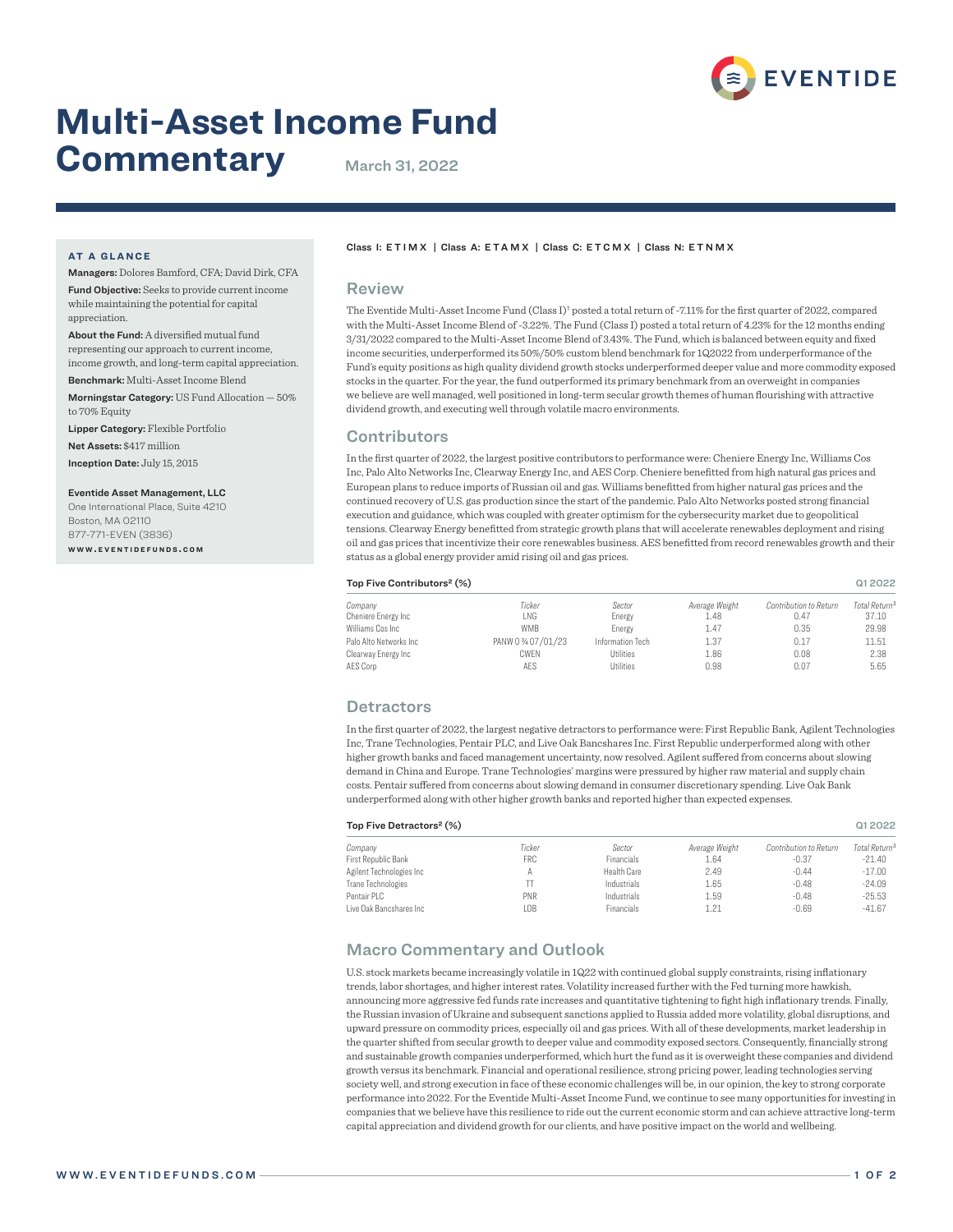# Multi-Asset Income Fund Commentary

March 31, 2022

**AT A GLANCE**

**Managers:** Dolores Bamford, CFA; David Dirk, CFA

**Fund Objective:** Seeks to provide current income while maintaining the potential for capital appreciation.

**About the Fund:** A diversified mutual fund representing our approach to current income, income growth, and long-term capital appreciation.

**Benchmark:** Multi-Asset Income Blend

**Morningstar Category:** US Fund Allocation — 50% to 70% Equity

**Lipper Category:** Flexible Portfolio

**Net Assets:** $417 million

**Inception Date:** July 15, 2015

**Eventide Asset Management, LLC**
One International Place, Suite 4210
Boston, MA 02110
877-771-EVEN (3836)
WWW.EVENTIDEFUNDS.COM

Class I: ETIMX | Class A: ETAMX | Class C: ETCMX | Class N: ETNMX

## Review

The Eventide Multi-Asset Income Fund (Class I)[1] posted a total return of -7.11% for the first quarter of 2022, compared with the Multi-Asset Income Blend of -3.22%. The Fund (Class I) posted a total return of 4.23% for the 12 months ending 3/31/2022 compared to the Multi-Asset Income Blend of 3.43%. The Fund, which is balanced between equity and fixed income securities, underperformed its 50%/50% custom blend benchmark for 1Q2022 from underperformance of the Fund's equity positions as high quality dividend growth stocks underperformed deeper value and more commodity exposed stocks in the quarter. For the year, the fund outperformed its primary benchmark from an overweight in companies we believe are well managed, well positioned in long-term secular growth themes of human flourishing with attractive dividend growth, and executing well through volatile macro environments.

## Contributors

In the first quarter of 2022, the largest positive contributors to performance were: Cheniere Energy Inc, Williams Cos Inc, Palo Alto Networks Inc, Clearway Energy Inc, and AES Corp. Cheniere benefitted from high natural gas prices and European plans to reduce imports of Russian oil and gas. Williams benefitted from higher natural gas prices and the continued recovery of U.S. gas production since the start of the pandemic. Palo Alto Networks posted strong financial execution and guidance, which was coupled with greater optimism for the cybersecurity market due to geopolitical tensions. Clearway Energy benefitted from strategic growth plans that will accelerate renewables deployment and rising oil and gas prices that incentivize their core renewables business. AES benefitted from record renewables growth and their status as a global energy provider amid rising oil and gas prices.

**Top Five Contributors[2] (%)** — Q1 2022

| Company | Ticker | Sector | Average Weight | Contribution to Return | Total Return[3] |
|---|---|---|---|---|---|
| Cheniere Energy Inc | LNG | Energy | 1.48 | 0.47 | 37.10 |
| Williams Cos Inc | WMB | Energy | 1.47 | 0.35 | 29.98 |
| Palo Alto Networks Inc | PANW 0 ¾ 07/01/23 | Information Tech | 1.37 | 0.17 | 11.51 |
| Clearway Energy Inc | CWEN | Utilities | 1.86 | 0.08 | 2.38 |
| AES Corp | AES | Utilities | 0.98 | 0.07 | 5.65 |

## Detractors

In the first quarter of 2022, the largest negative detractors to performance were: First Republic Bank, Agilent Technologies Inc, Trane Technologies, Pentair PLC, and Live Oak Bancshares Inc. First Republic underperformed along with other higher growth banks and faced management uncertainty, now resolved. Agilent suffered from concerns about slowing demand in China and Europe. Trane Technologies' margins were pressured by higher raw material and supply chain costs. Pentair suffered from concerns about slowing demand in consumer discretionary spending. Live Oak Bank underperformed along with other higher growth banks and reported higher than expected expenses.

**Top Five Detractors[2] (%)** — Q1 2022

| Company | Ticker | Sector | Average Weight | Contribution to Return | Total Return[3] |
|---|---|---|---|---|---|
| First Republic Bank | FRC | Financials | 1.64 | -0.37 | -21.40 |
| Agilent Technologies Inc | A | Health Care | 2.49 | -0.44 | -17.00 |
| Trane Technologies | TT | Industrials | 1.65 | -0.48 | -24.09 |
| Pentair PLC | PNR | Industrials | 1.59 | -0.48 | -25.53 |
| Live Oak Bancshares Inc | LOB | Financials | 1.21 | -0.69 | -41.67 |

## Macro Commentary and Outlook

U.S. stock markets became increasingly volatile in 1Q22 with continued global supply constraints, rising inflationary trends, labor shortages, and higher interest rates. Volatility increased further with the Fed turning more hawkish, announcing more aggressive fed funds rate increases and quantitative tightening to fight high inflationary trends. Finally, the Russian invasion of Ukraine and subsequent sanctions applied to Russia added more volatility, global disruptions, and upward pressure on commodity prices, especially oil and gas prices. With all of these developments, market leadership in the quarter shifted from secular growth to deeper value and commodity exposed sectors. Consequently, financially strong and sustainable growth companies underperformed, which hurt the fund as it is overweight these companies and dividend growth versus its benchmark. Financial and operational resilience, strong pricing power, leading technologies serving society well, and strong execution in face of these economic challenges will be, in our opinion, the key to strong corporate performance into 2022. For the Eventide Multi-Asset Income Fund, we continue to see many opportunities for investing in companies that we believe have this resilience to ride out the current economic storm and can achieve attractive long-term capital appreciation and dividend growth for our clients, and have positive impact on the world and wellbeing.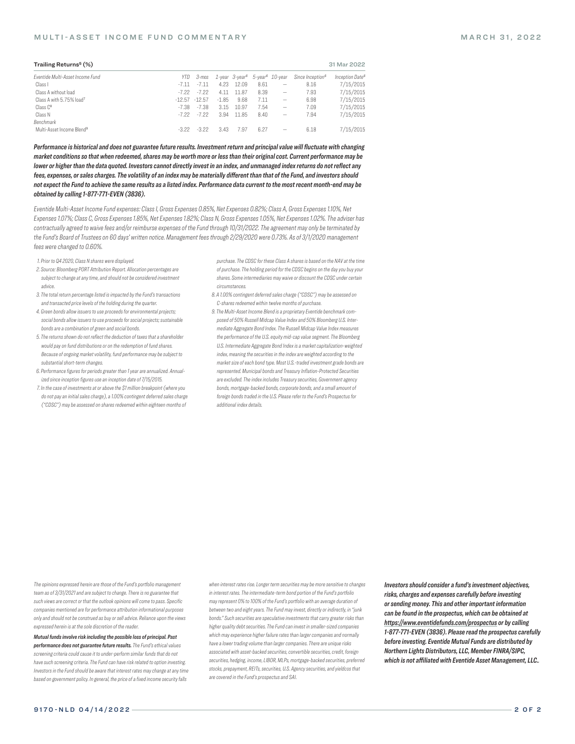### Trailing Returns[5] (%)

31 Mar 2022

| Eventide Multi-Asset Income Fund | YTD | 3-mos | 1-year | 3-year[6] | 5-year[6] | 10-year | Since Inception[6] | Inception Date[6] |
|---|---|---|---|---|---|---|---|---|
| Class I | -7.11 | -7.11 | 4.23 | 12.09 | 8.61 | — | 8.16 | 7/15/2015 |
| Class A without load | -7.22 | -7.22 | 4.11 | 11.87 | 8.39 | — | 7.93 | 7/15/2015 |
| Class A with 5.75% load[7] | -12.57 | -12.57 | -1.85 | 9.68 | 7.11 | — | 6.98 | 7/15/2015 |
| Class C[8] | -7.38 | -7.38 | 3.15 | 10.97 | 7.54 | — | 7.09 | 7/15/2015 |
| Class N | -7.22 | -7.22 | 3.94 | 11.85 | 8.40 | — | 7.94 | 7/15/2015 |
| *Benchmark* | | | | | | | | |
| Multi-Asset Income Blend[9] | -3.22 | -3.22 | 3.43 | 7.97 | 6.27 | — | 6.18 | 7/15/2015 |

***Performance is historical and does not guarantee future results. Investment return and principal value will fluctuate with changing market conditions so that when redeemed, shares may be worth more or less than their original cost. Current performance may be lower or higher than the data quoted. Investors cannot directly invest in an index, and unmanaged index returns do not reflect any fees, expenses, or sales charges. The volatility of an index may be materially different than that of the Fund, and investors should not expect the Fund to achieve the same results as a listed index. Performance data current to the most recent month-end may be obtained by calling 1-877-771-EVEN (3836).***

*Eventide Multi-Asset Income Fund expenses: Class I, Gross Expenses 0.85%, Net Expenses 0.82%; Class A, Gross Expenses 1.10%, Net Expenses 1.07%; Class C, Gross Expenses 1.85%, Net Expenses 1.82%; Class N, Gross Expenses 1.05%, Net Expenses 1.02%. The adviser has contractually agreed to waive fees and/or reimburse expenses of the Fund through 10/31/2022. The agreement may only be terminated by the Fund's Board of Trustees on 60 days' written notice. Management fees through 2/29/2020 were 0.73%. As of 3/1/2020 management fees were changed to 0.60%.*

*1. Prior to Q4 2020, Class N shares were displayed.*

*2. Source: Bloomberg PORT Attribution Report. Allocation percentages are subject to change at any time, and should not be considered investment advice.*

*3. The total return percentage listed is impacted by the Fund's transactions and transacted price levels of the holding during the quarter.*

*4. Green bonds allow issuers to use proceeds for environmental projects; social bonds allow issuers to use proceeds for social projects; sustainable bonds are a combination of green and social bonds.*

*5. The returns shown do not reflect the deduction of taxes that a shareholder would pay on fund distributions or on the redemption of fund shares. Because of ongoing market volatility, fund performance may be subject to substantial short-term changes.*

*6. Performance figures for periods greater than 1 year are annualized. Annualized since inception figures use an inception date of 7/15/2015.*

*7. In the case of investments at or above the $1 million breakpoint (where you do not pay an initial sales charge), a 1.00% contingent deferred sales charge ("CDSC") may be assessed on shares redeemed within eighteen months of purchase. The CDSC for these Class A shares is based on the NAV at the time of purchase. The holding period for the CDSC begins on the day you buy your shares. Some intermediaries may waive or discount the CDSC under certain circumstances.*

*8. A 1.00% contingent deferred sales charge ("CDSC") may be assessed on C-shares redeemed within twelve months of purchase.*

*9. The Multi-Asset Income Blend is a proprietary Eventide benchmark composed of 50% Russell Midcap Value Index and 50% Bloomberg U.S. Intermediate Aggregate Bond Index. The Russell Midcap Value Index measures the performance of the U.S. equity mid-cap value segment. The Bloomberg U.S. Intermediate Aggregate Bond Index is a market capitalization-weighted index, meaning the securities in the index are weighted according to the market size of each bond type. Most U.S.-traded investment grade bonds are represented. Municipal bonds and Treasury Inflation-Protected Securities are excluded. The index includes Treasury securities, Government agency bonds, mortgage-backed bonds, corporate bonds, and a small amount of foreign bonds traded in the U.S. Please refer to the Fund's Prospectus for additional index details.*

*The opinions expressed herein are those of the Fund's portfolio management team as of 3/31/2021 and are subject to change. There is no guarantee that such views are correct or that the outlook opinions will come to pass. Specific companies mentioned are for performance attribution informational purposes only and should not be construed as buy or sell advice. Reliance upon the views expressed herein is at the sole discretion of the reader.*

***Mutual funds involve risk including the possible loss of principal. Past performance does not guarantee future results.*** *The Fund's ethical values screening criteria could cause it to under-perform similar funds that do not have such screening criteria. The Fund can have risk related to option investing. Investors in the Fund should be aware that interest rates may change at any time based on government policy. In general, the price of a fixed income security falls when interest rates rise. Longer term securities may be more sensitive to changes in interest rates. The intermediate-term bond portion of the Fund's portfolio may represent 0% to 100% of the Fund's portfolio with an average duration of between two and eight years. The Fund may invest, directly or indirectly, in "junk bonds." Such securities are speculative investments that carry greater risks than higher quality debt securities. The Fund can invest in smaller-sized companies which may experience higher failure rates than larger companies and normally have a lower trading volume than larger companies. There are unique risks associated with asset-backed securities, convertible securities, credit, foreign securities, hedging, income, LIBOR, MLPs, mortgage-backed securities, preferred stocks, prepayment, REITs, securities, U.S. Agency securities, and yieldcos that are covered in the Fund's prospectus and SAI.*

***Investors should consider a fund's investment objectives, risks, charges and expenses carefully before investing or sending money. This and other important information can be found in the prospectus, which can be obtained at https://www.eventidefunds.com/prospectus or by calling 1-877-771-EVEN (3836). Please read the prospectus carefully before investing. Eventide Mutual Funds are distributed by Northern Lights Distributors, LLC, Member FINRA/SIPC, which is not affiliated with Eventide Asset Management, LLC..***

9170-NLD 04/14/2022